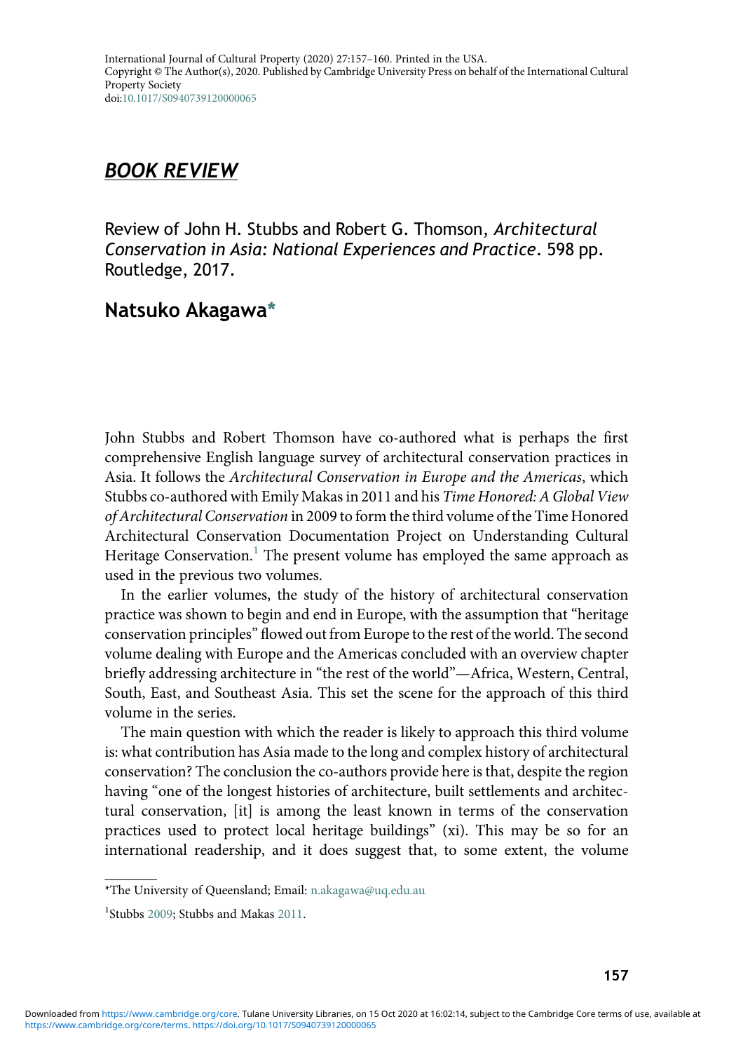# BOOK REVIEW

Review of John H. Stubbs and Robert G. Thomson, *Architectural Conservation in Asia: National Experiences and Practice*. 598 pp. Routledge, 2017.

## Natsuko Akagawa*

John Stubbs and Robert Thomson have co-authored what is perhaps the first comprehensive English language survey of architectural conservation practices in Asia. It follows the *Architectural Conservation in Europe and the Americas*, which Stubbs co-authored with Emily Makas in 2011 and his *Time Honored: A Global View of Architectural Conservation* in 2009 to form the third volume of the Time Honored Architectural Conservation Documentation Project on Understanding Cultural Heritage Conservation.[1] The present volume has employed the same approach as used in the previous two volumes.

In the earlier volumes, the study of the history of architectural conservation practice was shown to begin and end in Europe, with the assumption that "heritage conservation principles" flowed out from Europe to the rest of the world. The second volume dealing with Europe and the Americas concluded with an overview chapter briefly addressing architecture in "the rest of the world"—Africa, Western, Central, South, East, and Southeast Asia. This set the scene for the approach of this third volume in the series.

The main question with which the reader is likely to approach this third volume is: what contribution has Asia made to the long and complex history of architectural conservation? The conclusion the co-authors provide here is that, despite the region having "one of the longest histories of architecture, built settlements and architectural conservation, [it] is among the least known in terms of the conservation practices used to protect local heritage buildings" (xi). This may be so for an international readership, and it does suggest that, to some extent, the volume

---

*The University of Queensland; Email: n.akagawa@uq.edu.au

[1] Stubbs 2009; Stubbs and Makas 2011.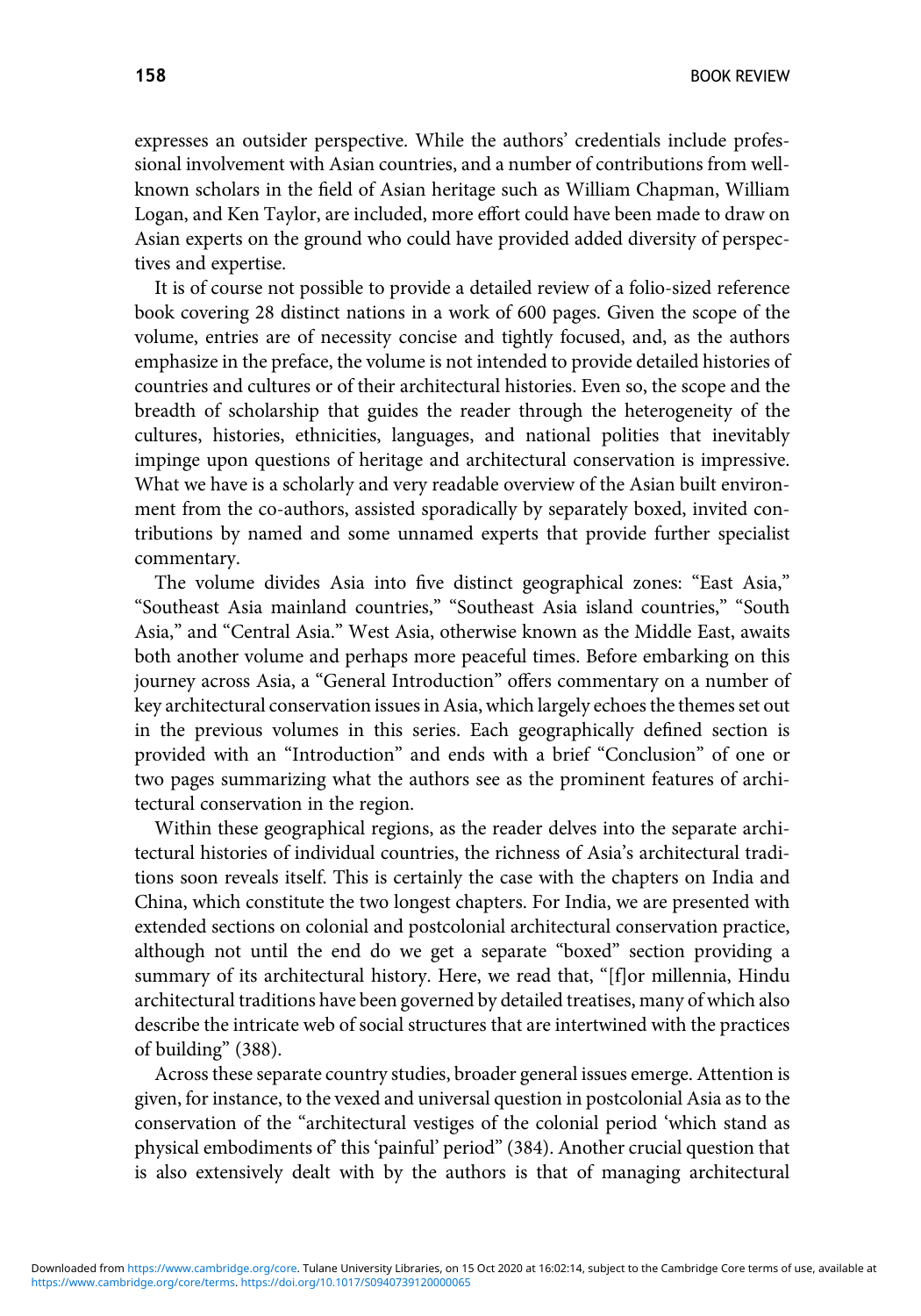expresses an outsider perspective. While the authors' credentials include professional involvement with Asian countries, and a number of contributions from well-known scholars in the field of Asian heritage such as William Chapman, William Logan, and Ken Taylor, are included, more effort could have been made to draw on Asian experts on the ground who could have provided added diversity of perspectives and expertise.

It is of course not possible to provide a detailed review of a folio-sized reference book covering 28 distinct nations in a work of 600 pages. Given the scope of the volume, entries are of necessity concise and tightly focused, and, as the authors emphasize in the preface, the volume is not intended to provide detailed histories of countries and cultures or of their architectural histories. Even so, the scope and the breadth of scholarship that guides the reader through the heterogeneity of the cultures, histories, ethnicities, languages, and national polities that inevitably impinge upon questions of heritage and architectural conservation is impressive. What we have is a scholarly and very readable overview of the Asian built environment from the co-authors, assisted sporadically by separately boxed, invited contributions by named and some unnamed experts that provide further specialist commentary.

The volume divides Asia into five distinct geographical zones: "East Asia," "Southeast Asia mainland countries," "Southeast Asia island countries," "South Asia," and "Central Asia." West Asia, otherwise known as the Middle East, awaits both another volume and perhaps more peaceful times. Before embarking on this journey across Asia, a "General Introduction" offers commentary on a number of key architectural conservation issues in Asia, which largely echoes the themes set out in the previous volumes in this series. Each geographically defined section is provided with an "Introduction" and ends with a brief "Conclusion" of one or two pages summarizing what the authors see as the prominent features of architectural conservation in the region.

Within these geographical regions, as the reader delves into the separate architectural histories of individual countries, the richness of Asia's architectural traditions soon reveals itself. This is certainly the case with the chapters on India and China, which constitute the two longest chapters. For India, we are presented with extended sections on colonial and postcolonial architectural conservation practice, although not until the end do we get a separate "boxed" section providing a summary of its architectural history. Here, we read that, "[f]or millennia, Hindu architectural traditions have been governed by detailed treatises, many of which also describe the intricate web of social structures that are intertwined with the practices of building" (388).

Across these separate country studies, broader general issues emerge. Attention is given, for instance, to the vexed and universal question in postcolonial Asia as to the conservation of the "architectural vestiges of the colonial period 'which stand as physical embodiments of' this 'painful' period" (384). Another crucial question that is also extensively dealt with by the authors is that of managing architectural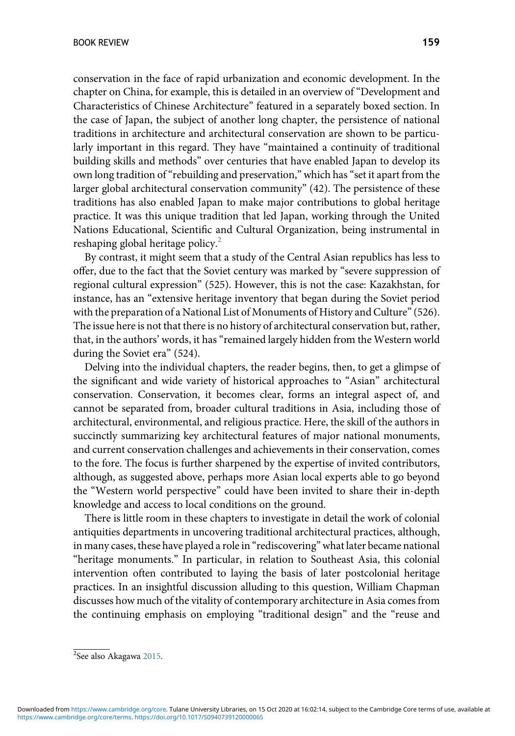conservation in the face of rapid urbanization and economic development. In the chapter on China, for example, this is detailed in an overview of "Development and Characteristics of Chinese Architecture" featured in a separately boxed section. In the case of Japan, the subject of another long chapter, the persistence of national traditions in architecture and architectural conservation are shown to be particularly important in this regard. They have "maintained a continuity of traditional building skills and methods" over centuries that have enabled Japan to develop its own long tradition of "rebuilding and preservation," which has "set it apart from the larger global architectural conservation community" (42). The persistence of these traditions has also enabled Japan to make major contributions to global heritage practice. It was this unique tradition that led Japan, working through the United Nations Educational, Scientific and Cultural Organization, being instrumental in reshaping global heritage policy.[2]

By contrast, it might seem that a study of the Central Asian republics has less to offer, due to the fact that the Soviet century was marked by "severe suppression of regional cultural expression" (525). However, this is not the case: Kazakhstan, for instance, has an "extensive heritage inventory that began during the Soviet period with the preparation of a National List of Monuments of History and Culture" (526). The issue here is not that there is no history of architectural conservation but, rather, that, in the authors' words, it has "remained largely hidden from the Western world during the Soviet era" (524).

Delving into the individual chapters, the reader begins, then, to get a glimpse of the significant and wide variety of historical approaches to "Asian" architectural conservation. Conservation, it becomes clear, forms an integral aspect of, and cannot be separated from, broader cultural traditions in Asia, including those of architectural, environmental, and religious practice. Here, the skill of the authors in succinctly summarizing key architectural features of major national monuments, and current conservation challenges and achievements in their conservation, comes to the fore. The focus is further sharpened by the expertise of invited contributors, although, as suggested above, perhaps more Asian local experts able to go beyond the "Western world perspective" could have been invited to share their in-depth knowledge and access to local conditions on the ground.

There is little room in these chapters to investigate in detail the work of colonial antiquities departments in uncovering traditional architectural practices, although, in many cases, these have played a role in "rediscovering" what later became national "heritage monuments." In particular, in relation to Southeast Asia, this colonial intervention often contributed to laying the basis of later postcolonial heritage practices. In an insightful discussion alluding to this question, William Chapman discusses how much of the vitality of contemporary architecture in Asia comes from the continuing emphasis on employing "traditional design" and the "reuse and

[2] See also Akagawa 2015.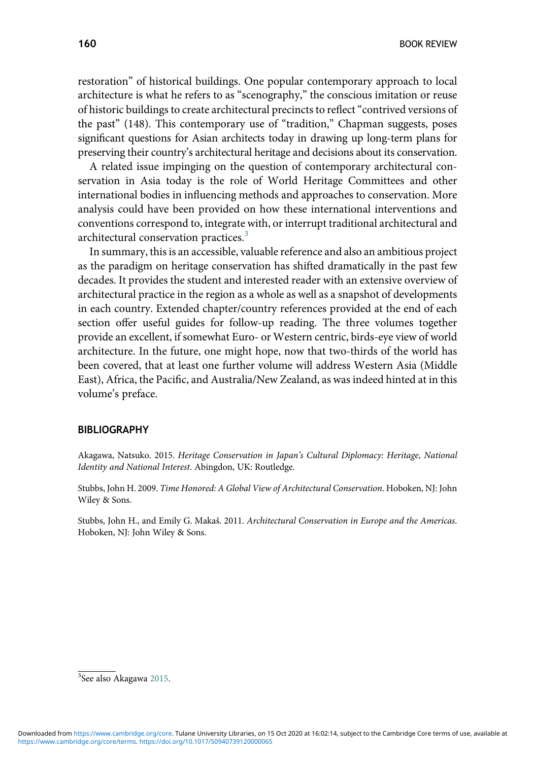restoration" of historical buildings. One popular contemporary approach to local architecture is what he refers to as "scenography," the conscious imitation or reuse of historic buildings to create architectural precincts to reflect "contrived versions of the past" (148). This contemporary use of "tradition," Chapman suggests, poses significant questions for Asian architects today in drawing up long-term plans for preserving their country's architectural heritage and decisions about its conservation.

A related issue impinging on the question of contemporary architectural conservation in Asia today is the role of World Heritage Committees and other international bodies in influencing methods and approaches to conservation. More analysis could have been provided on how these international interventions and conventions correspond to, integrate with, or interrupt traditional architectural and architectural conservation practices.[3]

In summary, this is an accessible, valuable reference and also an ambitious project as the paradigm on heritage conservation has shifted dramatically in the past few decades. It provides the student and interested reader with an extensive overview of architectural practice in the region as a whole as well as a snapshot of developments in each country. Extended chapter/country references provided at the end of each section offer useful guides for follow-up reading. The three volumes together provide an excellent, if somewhat Euro- or Western centric, birds-eye view of world architecture. In the future, one might hope, now that two-thirds of the world has been covered, that at least one further volume will address Western Asia (Middle East), Africa, the Pacific, and Australia/New Zealand, as was indeed hinted at in this volume's preface.

## BIBLIOGRAPHY

Akagawa, Natsuko. 2015. *Heritage Conservation in Japan's Cultural Diplomacy: Heritage, National Identity and National Interest*. Abingdon, UK: Routledge.

Stubbs, John H. 2009. *Time Honored: A Global View of Architectural Conservation*. Hoboken, NJ: John Wiley & Sons.

Stubbs, John H., and Emily G. Makaš. 2011. *Architectural Conservation in Europe and the Americas*. Hoboken, NJ: John Wiley & Sons.

[3] See also Akagawa 2015.